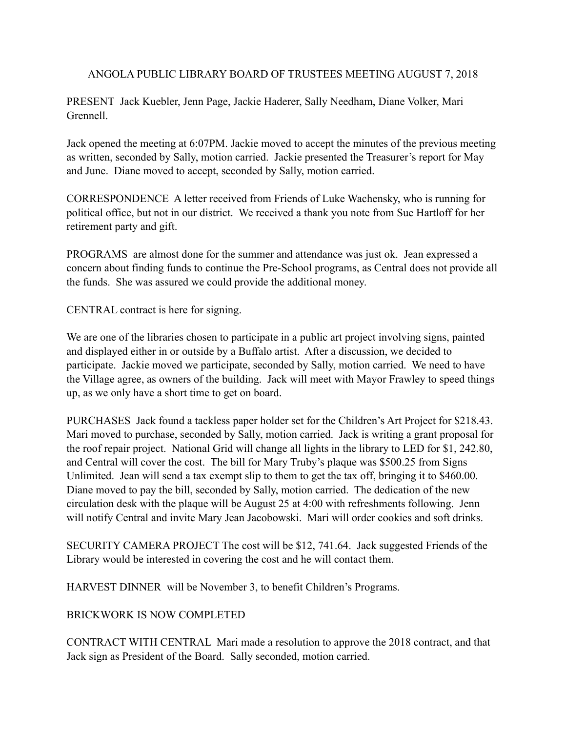# ANGOLA PUBLIC LIBRARY BOARD OF TRUSTEES MEETING AUGUST 7, 2018

PRESENT Jack Kuebler, Jenn Page, Jackie Haderer, Sally Needham, Diane Volker, Mari Grennell.

Jack opened the meeting at 6:07PM. Jackie moved to accept the minutes of the previous meeting as written, seconded by Sally, motion carried. Jackie presented the Treasurer's report for May and June. Diane moved to accept, seconded by Sally, motion carried.

CORRESPONDENCE A letter received from Friends of Luke Wachensky, who is running for political office, but not in our district. We received a thank you note from Sue Hartloff for her retirement party and gift.

PROGRAMS are almost done for the summer and attendance was just ok. Jean expressed a concern about finding funds to continue the Pre-School programs, as Central does not provide all the funds. She was assured we could provide the additional money.

CENTRAL contract is here for signing.

We are one of the libraries chosen to participate in a public art project involving signs, painted and displayed either in or outside by a Buffalo artist. After a discussion, we decided to participate. Jackie moved we participate, seconded by Sally, motion carried. We need to have the Village agree, as owners of the building. Jack will meet with Mayor Frawley to speed things up, as we only have a short time to get on board.

PURCHASES Jack found a tackless paper holder set for the Children's Art Project for $218.43. Mari moved to purchase, seconded by Sally, motion carried. Jack is writing a grant proposal for the roof repair project. National Grid will change all lights in the library to LED for $1, 242.80, and Central will cover the cost. The bill for Mary Truby's plaque was $500.25 from Signs Unlimited. Jean will send a tax exempt slip to them to get the tax off, bringing it to $460.00. Diane moved to pay the bill, seconded by Sally, motion carried. The dedication of the new circulation desk with the plaque will be August 25 at 4:00 with refreshments following. Jenn will notify Central and invite Mary Jean Jacobowski. Mari will order cookies and soft drinks.

SECURITY CAMERA PROJECT The cost will be $12, 741.64. Jack suggested Friends of the Library would be interested in covering the cost and he will contact them.

HARVEST DINNER will be November 3, to benefit Children's Programs.

BRICKWORK IS NOW COMPLETED

CONTRACT WITH CENTRAL Mari made a resolution to approve the 2018 contract, and that Jack sign as President of the Board. Sally seconded, motion carried.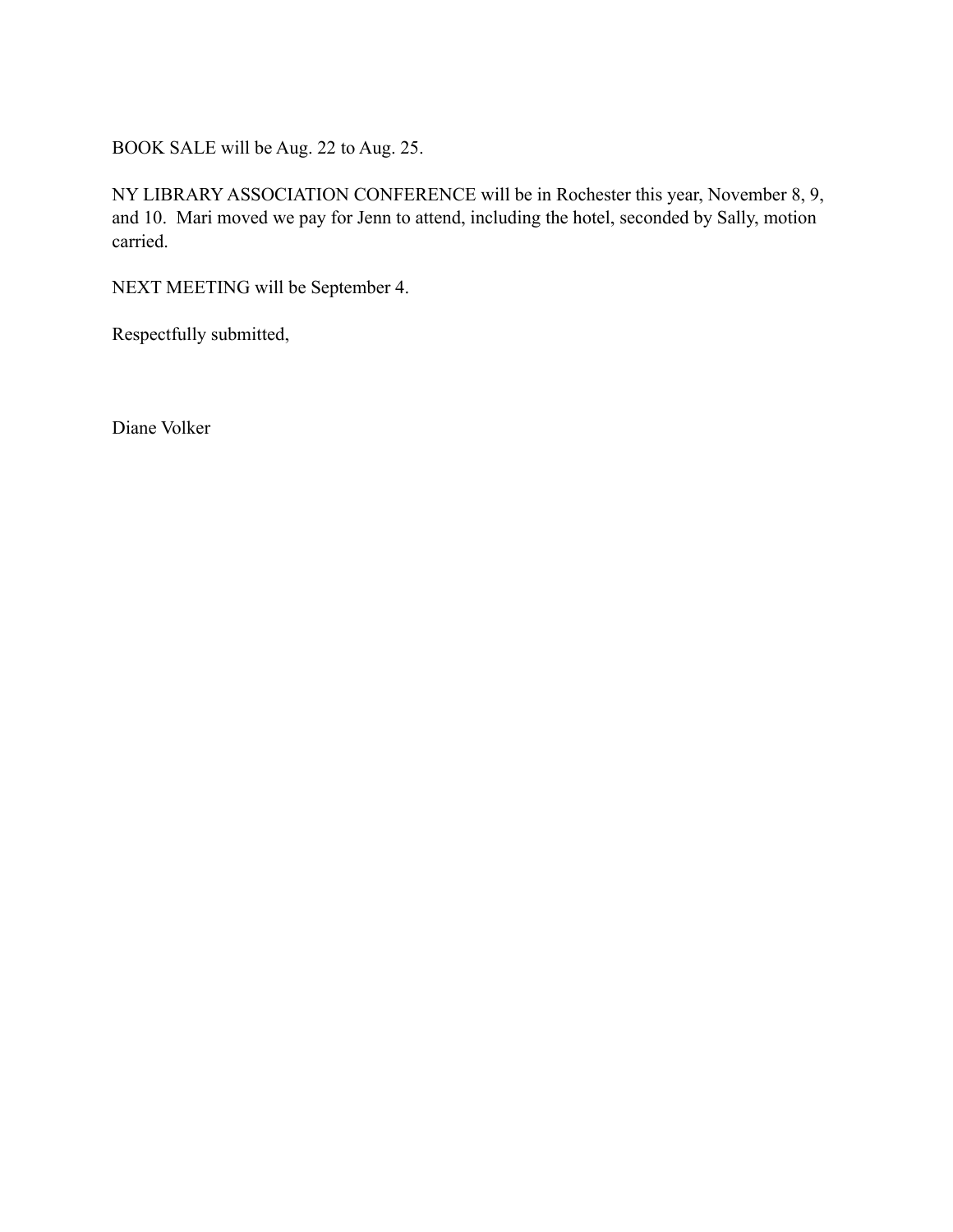BOOK SALE will be Aug. 22 to Aug. 25.

NY LIBRARY ASSOCIATION CONFERENCE will be in Rochester this year, November 8, 9, and 10. Mari moved we pay for Jenn to attend, including the hotel, seconded by Sally, motion carried.

NEXT MEETING will be September 4.

Respectfully submitted,

Diane Volker